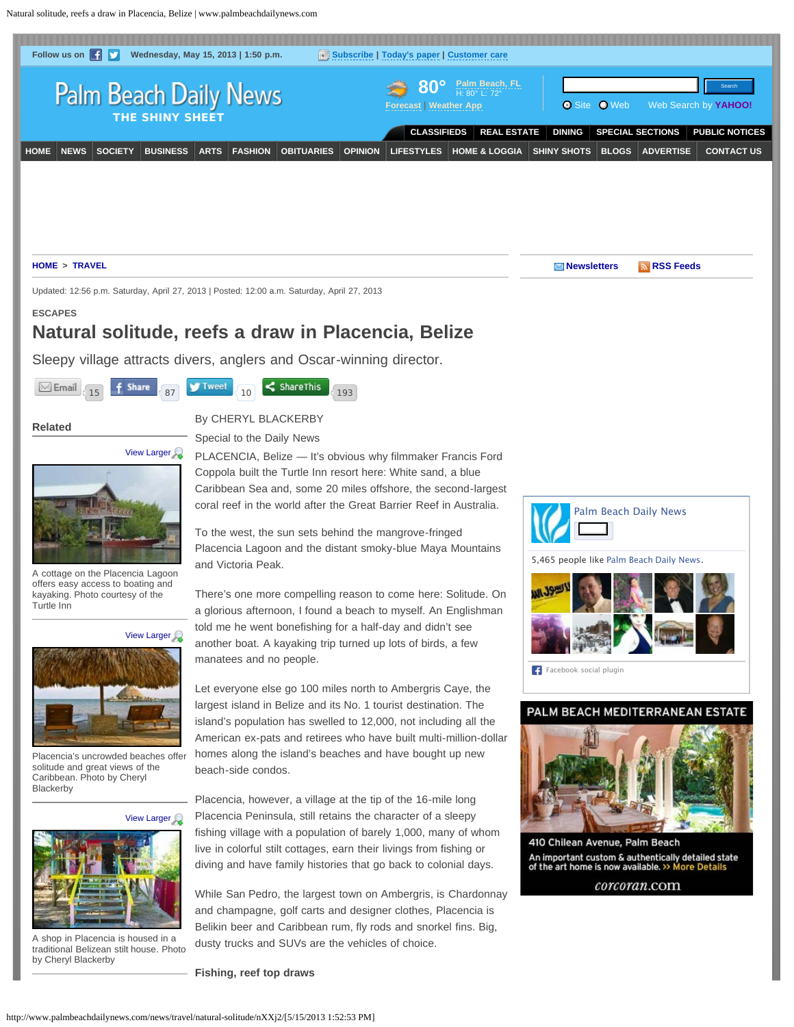Follow us on | Wednesday, May 15, 2013 | 1:50 p.m. | Subscribe | Today's paper | Customer care

# Palm Beach Daily News
THE SHINY SHEET

80° Palm Beach, FL H: 80° L: 72°
Forecast | Weather App

Site Web Web Search by YAHOO!

CLASSIFIEDS | REAL ESTATE | DINING | SPECIAL SECTIONS | PUBLIC NOTICES

HOME | NEWS | SOCIETY | BUSINESS | ARTS | FASHION | OBITUARIES | OPINION | LIFESTYLES | HOME & LOGGIA | SHINY SHOTS | BLOGS | ADVERTISE | CONTACT US

HOME > TRAVEL

Newsletters | RSS Feeds

Updated: 12:56 p.m. Saturday, April 27, 2013 | Posted: 12:00 a.m. Saturday, April 27, 2013

ESCAPES

# Natural solitude, reefs a draw in Placencia, Belize

Sleepy village attracts divers, anglers and Oscar-winning director.

Email 15 | Share 87 | Tweet 10 | ShareThis 193

By CHERYL BLACKERBY

Special to the Daily News

PLACENCIA, Belize — It's obvious why filmmaker Francis Ford Coppola built the Turtle Inn resort here: White sand, a blue Caribbean Sea and, some 20 miles offshore, the second-largest coral reef in the world after the Great Barrier Reef in Australia.

To the west, the sun sets behind the mangrove-fringed Placencia Lagoon and the distant smoky-blue Maya Mountains and Victoria Peak.

There's one more compelling reason to come here: Solitude. On a glorious afternoon, I found a beach to myself. An Englishman told me he went bonefishing for a half-day and didn't see another boat. A kayaking trip turned up lots of birds, a few manatees and no people.

Let everyone else go 100 miles north to Ambergris Caye, the largest island in Belize and its No. 1 tourist destination. The island's population has swelled to 12,000, not including all the American ex-pats and retirees who have built multi-million-dollar homes along the island's beaches and have bought up new beach-side condos.

Placencia, however, a village at the tip of the 16-mile long Placencia Peninsula, still retains the character of a sleepy fishing village with a population of barely 1,000, many of whom live in colorful stilt cottages, earn their livings from fishing or diving and have family histories that go back to colonial days.

While San Pedro, the largest town on Ambergris, is Chardonnay and champagne, golf carts and designer clothes, Placencia is Belikin beer and Caribbean rum, fly rods and snorkel fins. Big, dusty trucks and SUVs are the vehicles of choice.

**Fishing, reef top draws**

## Related

View Larger

A cottage on the Placencia Lagoon offers easy access to boating and kayaking. Photo courtesy of the Turtle Inn

View Larger

Placencia's uncrowded beaches offer solitude and great views of the Caribbean. Photo by Cheryl Blackerby

View Larger

A shop in Placencia is housed in a traditional Belizean stilt house. Photo by Cheryl Blackerby

Palm Beach Daily News

5,465 people like Palm Beach Daily News.

Facebook social plugin

PALM BEACH MEDITERRANEAN ESTATE

410 Chilean Avenue, Palm Beach

An important custom & authentically detailed state of the art home is now available. >> More Details

corcoran.com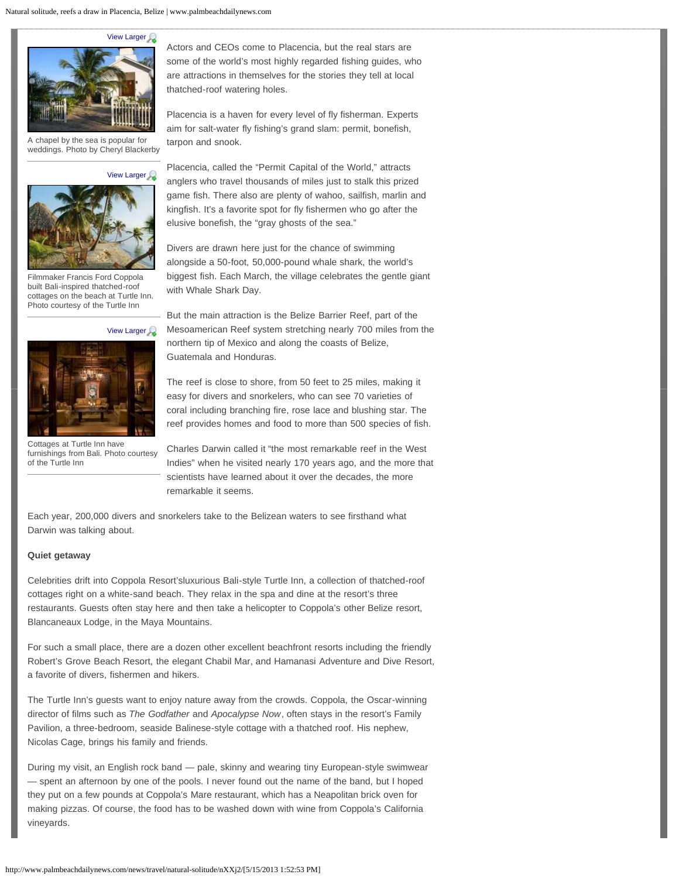View Larger

A chapel by the sea is popular for weddings. Photo by Cheryl Blackerby

View Larger

Filmmaker Francis Ford Coppola built Bali-inspired thatched-roof cottages on the beach at Turtle Inn. Photo courtesy of the Turtle Inn

View Larger

Cottages at Turtle Inn have furnishings from Bali. Photo courtesy of the Turtle Inn

Actors and CEOs come to Placencia, but the real stars are some of the world's most highly regarded fishing guides, who are attractions in themselves for the stories they tell at local thatched-roof watering holes.

Placencia is a haven for every level of fly fisherman. Experts aim for salt-water fly fishing's grand slam: permit, bonefish, tarpon and snook.

Placencia, called the "Permit Capital of the World," attracts anglers who travel thousands of miles just to stalk this prized game fish. There also are plenty of wahoo, sailfish, marlin and kingfish. It's a favorite spot for fly fishermen who go after the elusive bonefish, the "gray ghosts of the sea."

Divers are drawn here just for the chance of swimming alongside a 50-foot, 50,000-pound whale shark, the world's biggest fish. Each March, the village celebrates the gentle giant with Whale Shark Day.

But the main attraction is the Belize Barrier Reef, part of the Mesoamerican Reef system stretching nearly 700 miles from the northern tip of Mexico and along the coasts of Belize, Guatemala and Honduras.

The reef is close to shore, from 50 feet to 25 miles, making it easy for divers and snorkelers, who can see 70 varieties of coral including branching fire, rose lace and blushing star. The reef provides homes and food to more than 500 species of fish.

Charles Darwin called it "the most remarkable reef in the West Indies" when he visited nearly 170 years ago, and the more that scientists have learned about it over the decades, the more remarkable it seems.

Each year, 200,000 divers and snorkelers take to the Belizean waters to see firsthand what Darwin was talking about.

**Quiet getaway**

Celebrities drift into Coppola Resort'sluxurious Bali-style Turtle Inn, a collection of thatched-roof cottages right on a white-sand beach. They relax in the spa and dine at the resort's three restaurants. Guests often stay here and then take a helicopter to Coppola's other Belize resort, Blancaneaux Lodge, in the Maya Mountains.

For such a small place, there are a dozen other excellent beachfront resorts including the friendly Robert's Grove Beach Resort, the elegant Chabil Mar, and Hamanasi Adventure and Dive Resort, a favorite of divers, fishermen and hikers.

The Turtle Inn's guests want to enjoy nature away from the crowds. Coppola, the Oscar-winning director of films such as *The Godfather* and *Apocalypse Now*, often stays in the resort's Family Pavilion, a three-bedroom, seaside Balinese-style cottage with a thatched roof. His nephew, Nicolas Cage, brings his family and friends.

During my visit, an English rock band — pale, skinny and wearing tiny European-style swimwear — spent an afternoon by one of the pools. I never found out the name of the band, but I hoped they put on a few pounds at Coppola's Mare restaurant, which has a Neapolitan brick oven for making pizzas. Of course, the food has to be washed down with wine from Coppola's California vineyards.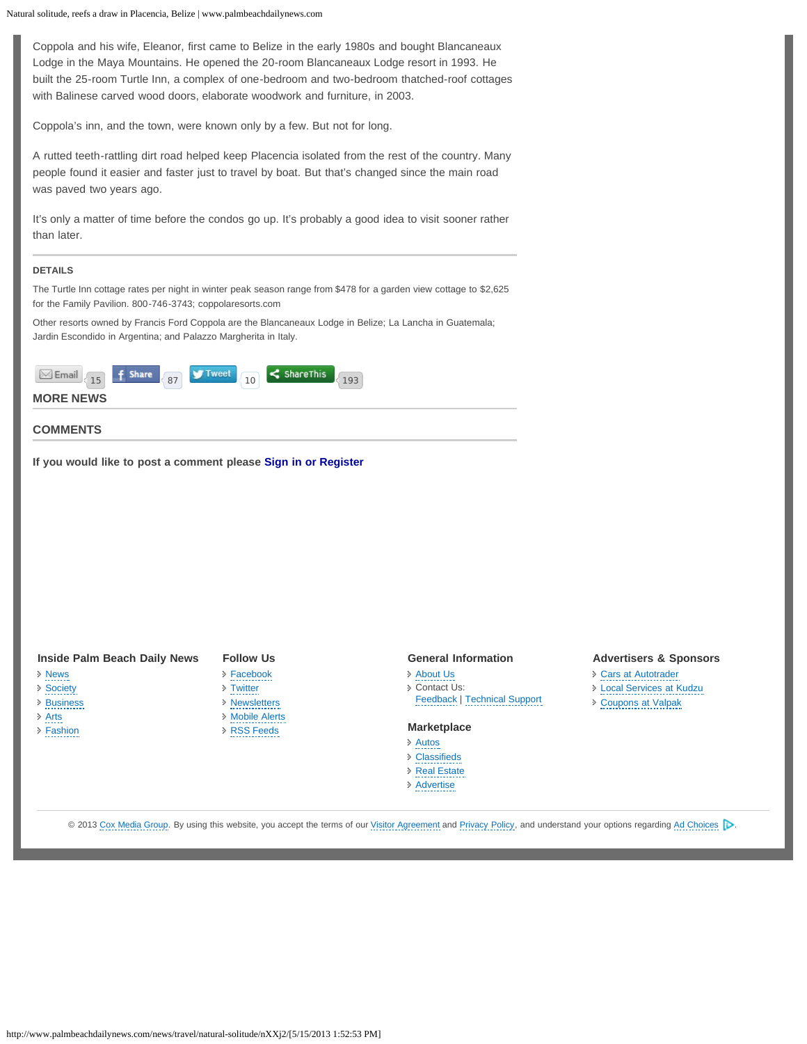Coppola and his wife, Eleanor, first came to Belize in the early 1980s and bought Blancaneaux Lodge in the Maya Mountains. He opened the 20-room Blancaneaux Lodge resort in 1993. He built the 25-room Turtle Inn, a complex of one-bedroom and two-bedroom thatched-roof cottages with Balinese carved wood doors, elaborate woodwork and furniture, in 2003.

Coppola's inn, and the town, were known only by a few. But not for long.

A rutted teeth-rattling dirt road helped keep Placencia isolated from the rest of the country. Many people found it easier and faster just to travel by boat. But that's changed since the main road was paved two years ago.

It's only a matter of time before the condos go up. It's probably a good idea to visit sooner rather than later.

### DETAILS

The Turtle Inn cottage rates per night in winter peak season range from $478 for a garden view cottage to $2,625 for the Family Pavilion. 800-746-3743; coppolaresorts.com

Other resorts owned by Francis Ford Coppola are the Blancaneaux Lodge in Belize; La Lancha in Guatemala; Jardin Escondido in Argentina; and Palazzo Margherita in Italy.

Email 15 Share 87 Tweet 10 ShareThis 193

## MORE NEWS

## COMMENTS

**If you would like to post a comment please Sign in or Register**

**Inside Palm Beach Daily News**

- News
- Society
- Business
- Arts
- Fashion

**Follow Us**

- Facebook
- Twitter
- Newsletters
- Mobile Alerts
- RSS Feeds

**General Information**

- About Us
- Contact Us: Feedback | Technical Support

**Marketplace**

- Autos
- Classifieds
- Real Estate
- Advertise

**Advertisers & Sponsors**

- Cars at Autotrader
- Local Services at Kudzu
- Coupons at Valpak

© 2013 Cox Media Group. By using this website, you accept the terms of our Visitor Agreement and Privacy Policy, and understand your options regarding Ad Choices.